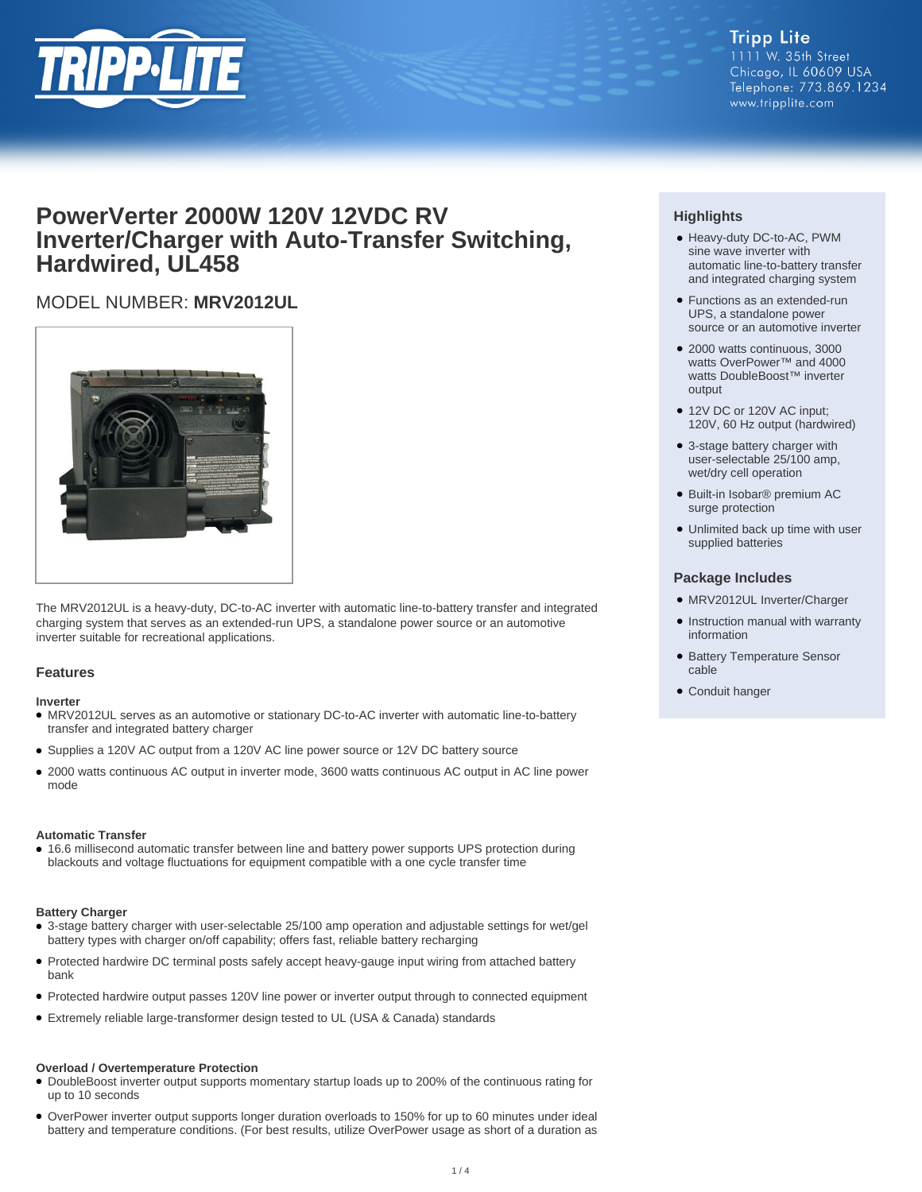Tripp Lite
1111 W. 35th Street
Chicago, IL 60609 USA
Telephone: 773.869.1234
www.tripplite.com

# PowerVerter 2000W 120V 12VDC RV Inverter/Charger with Auto-Transfer Switching, Hardwired, UL458

## MODEL NUMBER: **MRV2012UL**

The MRV2012UL is a heavy-duty, DC-to-AC inverter with automatic line-to-battery transfer and integrated charging system that serves as an extended-run UPS, a standalone power source or an automotive inverter suitable for recreational applications.

### Highlights

- Heavy-duty DC-to-AC, PWM sine wave inverter with automatic line-to-battery transfer and integrated charging system
- Functions as an extended-run UPS, a standalone power source or an automotive inverter
- 2000 watts continuous, 3000 watts OverPower™ and 4000 watts DoubleBoost™ inverter output
- 12V DC or 120V AC input; 120V, 60 Hz output (hardwired)
- 3-stage battery charger with user-selectable 25/100 amp, wet/dry cell operation
- Built-in Isobar® premium AC surge protection
- Unlimited back up time with user supplied batteries

### Package Includes

- MRV2012UL Inverter/Charger
- Instruction manual with warranty information
- Battery Temperature Sensor cable
- Conduit hanger

### Features

#### Inverter

- MRV2012UL serves as an automotive or stationary DC-to-AC inverter with automatic line-to-battery transfer and integrated battery charger
- Supplies a 120V AC output from a 120V AC line power source or 12V DC battery source
- 2000 watts continuous AC output in inverter mode, 3600 watts continuous AC output in AC line power mode

#### Automatic Transfer

- 16.6 millisecond automatic transfer between line and battery power supports UPS protection during blackouts and voltage fluctuations for equipment compatible with a one cycle transfer time

#### Battery Charger

- 3-stage battery charger with user-selectable 25/100 amp operation and adjustable settings for wet/gel battery types with charger on/off capability; offers fast, reliable battery recharging
- Protected hardwire DC terminal posts safely accept heavy-gauge input wiring from attached battery bank
- Protected hardwire output passes 120V line power or inverter output through to connected equipment
- Extremely reliable large-transformer design tested to UL (USA & Canada) standards

#### Overload / Overtemperature Protection

- DoubleBoost inverter output supports momentary startup loads up to 200% of the continuous rating for up to 10 seconds
- OverPower inverter output supports longer duration overloads to 150% for up to 60 minutes under ideal battery and temperature conditions. (For best results, utilize OverPower usage as short of a duration as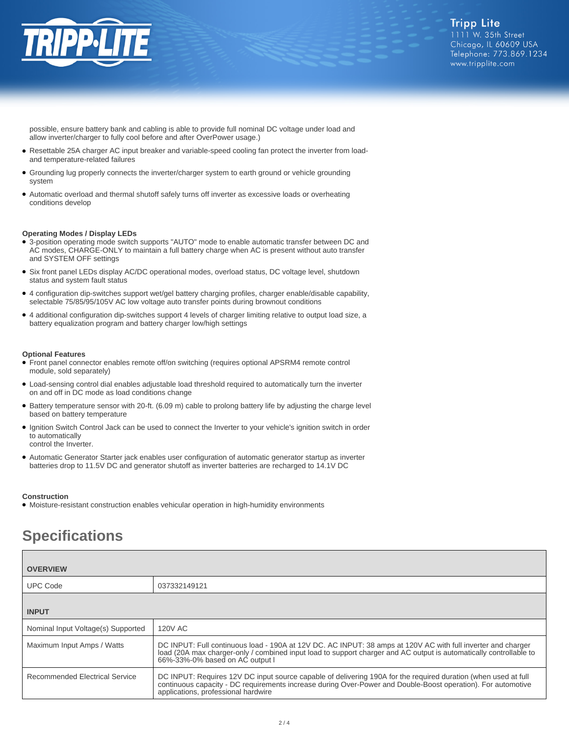possible, ensure battery bank and cabling is able to provide full nominal DC voltage under load and allow inverter/charger to fully cool before and after OverPower usage.)

- Resettable 25A charger AC input breaker and variable-speed cooling fan protect the inverter from load- and temperature-related failures
- Grounding lug properly connects the inverter/charger system to earth ground or vehicle grounding system
- Automatic overload and thermal shutoff safely turns off inverter as excessive loads or overheating conditions develop

**Operating Modes / Display LEDs**

- 3-position operating mode switch supports "AUTO" mode to enable automatic transfer between DC and AC modes, CHARGE-ONLY to maintain a full battery charge when AC is present without auto transfer and SYSTEM OFF settings
- Six front panel LEDs display AC/DC operational modes, overload status, DC voltage level, shutdown status and system fault status
- 4 configuration dip-switches support wet/gel battery charging profiles, charger enable/disable capability, selectable 75/85/95/105V AC low voltage auto transfer points during brownout conditions
- 4 additional configuration dip-switches support 4 levels of charger limiting relative to output load size, a battery equalization program and battery charger low/high settings

**Optional Features**

- Front panel connector enables remote off/on switching (requires optional APSRM4 remote control module, sold separately)
- Load-sensing control dial enables adjustable load threshold required to automatically turn the inverter on and off in DC mode as load conditions change
- Battery temperature sensor with 20-ft. (6.09 m) cable to prolong battery life by adjusting the charge level based on battery temperature
- Ignition Switch Control Jack can be used to connect the Inverter to your vehicle's ignition switch in order to automatically
  control the Inverter.
- Automatic Generator Starter jack enables user configuration of automatic generator startup as inverter batteries drop to 11.5V DC and generator shutoff as inverter batteries are recharged to 14.1V DC

**Construction**

- Moisture-resistant construction enables vehicular operation in high-humidity environments

## Specifications

| **OVERVIEW** | |
|---|---|
| UPC Code | 037332149121 |
| **INPUT** | |
| Nominal Input Voltage(s) Supported | 120V AC |
| Maximum Input Amps / Watts | DC INPUT: Full continuous load - 190A at 12V DC. AC INPUT: 38 amps at 120V AC with full inverter and charger load (20A max charger-only / combined input load to support charger and AC output is automatically controllable to 66%-33%-0% based on AC output l |
| Recommended Electrical Service | DC INPUT: Requires 12V DC input source capable of delivering 190A for the required duration (when used at full continuous capacity - DC requirements increase during Over-Power and Double-Boost operation). For automotive applications, professional hardwire |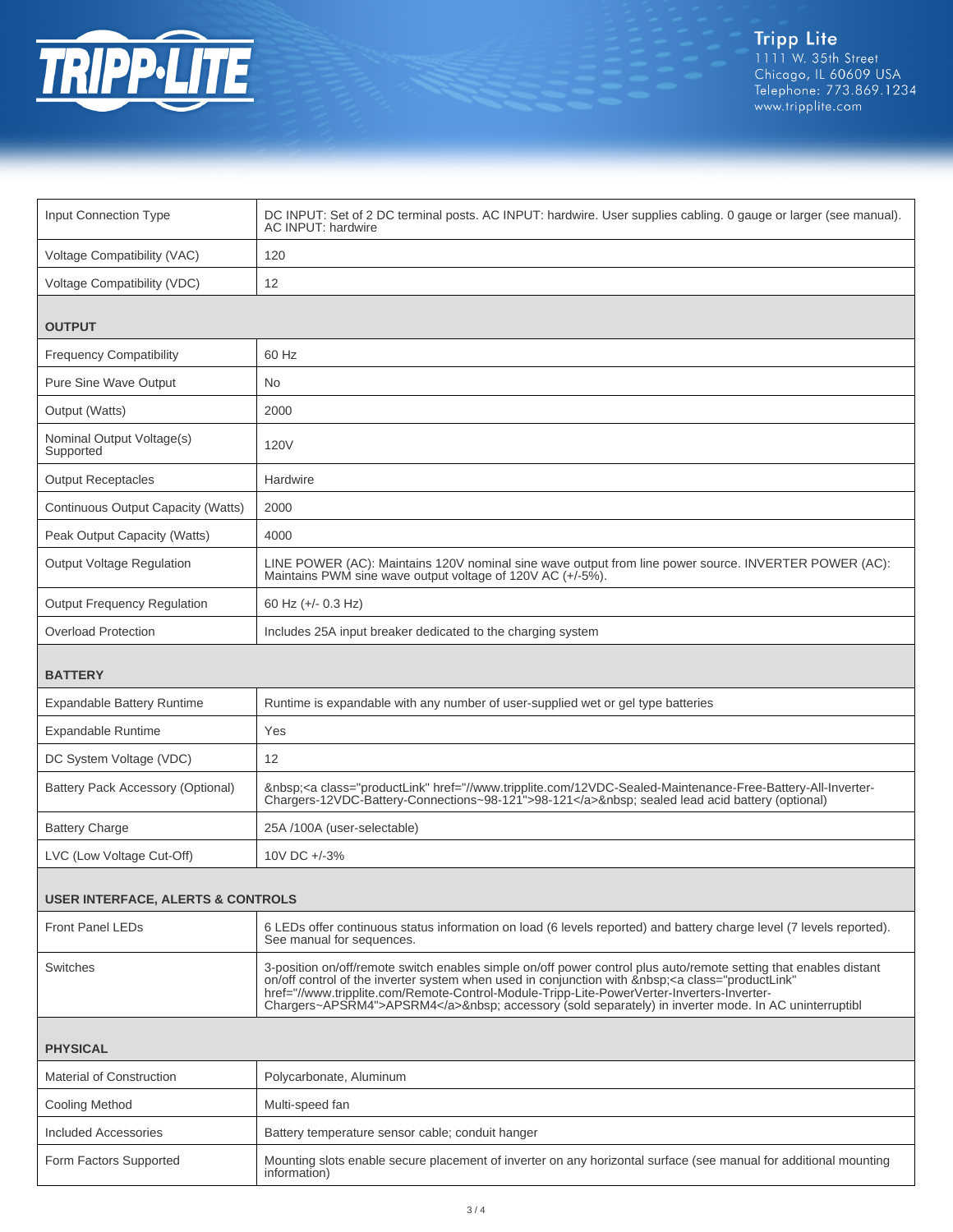| | |
|---|---|
| Input Connection Type | DC INPUT: Set of 2 DC terminal posts. AC INPUT: hardwire. User supplies cabling. 0 gauge or larger (see manual). AC INPUT: hardwire |
| Voltage Compatibility (VAC) | 120 |
| Voltage Compatibility (VDC) | 12 |
| **OUTPUT** | |
| Frequency Compatibility | 60 Hz |
| Pure Sine Wave Output | No |
| Output (Watts) | 2000 |
| Nominal Output Voltage(s) Supported | 120V |
| Output Receptacles | Hardwire |
| Continuous Output Capacity (Watts) | 2000 |
| Peak Output Capacity (Watts) | 4000 |
| Output Voltage Regulation | LINE POWER (AC): Maintains 120V nominal sine wave output from line power source. INVERTER POWER (AC): Maintains PWM sine wave output voltage of 120V AC (+/-5%). |
| Output Frequency Regulation | 60 Hz (+/- 0.3 Hz) |
| Overload Protection | Includes 25A input breaker dedicated to the charging system |
| **BATTERY** | |
| Expandable Battery Runtime | Runtime is expandable with any number of user-supplied wet or gel type batteries |
| Expandable Runtime | Yes |
| DC System Voltage (VDC) | 12 |
| Battery Pack Accessory (Optional) | &nbsp;<a class="productLink" href="//www.tripplite.com/12VDC-Sealed-Maintenance-Free-Battery-All-Inverter-Chargers-12VDC-Battery-Connections~98-121">98-121</a>&nbsp; sealed lead acid battery (optional) |
| Battery Charge | 25A /100A (user-selectable) |
| LVC (Low Voltage Cut-Off) | 10V DC +/-3% |
| **USER INTERFACE, ALERTS & CONTROLS** | |
| Front Panel LEDs | 6 LEDs offer continuous status information on load (6 levels reported) and battery charge level (7 levels reported). See manual for sequences. |
| Switches | 3-position on/off/remote switch enables simple on/off power control plus auto/remote setting that enables distant on/off control of the inverter system when used in conjunction with &nbsp;<a class="productLink" href="//www.tripplite.com/Remote-Control-Module-Tripp-Lite-PowerVerter-Inverters-Inverter-Chargers~APSRM4">APSRM4</a>&nbsp; accessory (sold separately) in inverter mode. In AC uninterruptibl |
| **PHYSICAL** | |
| Material of Construction | Polycarbonate, Aluminum |
| Cooling Method | Multi-speed fan |
| Included Accessories | Battery temperature sensor cable; conduit hanger |
| Form Factors Supported | Mounting slots enable secure placement of inverter on any horizontal surface (see manual for additional mounting information) |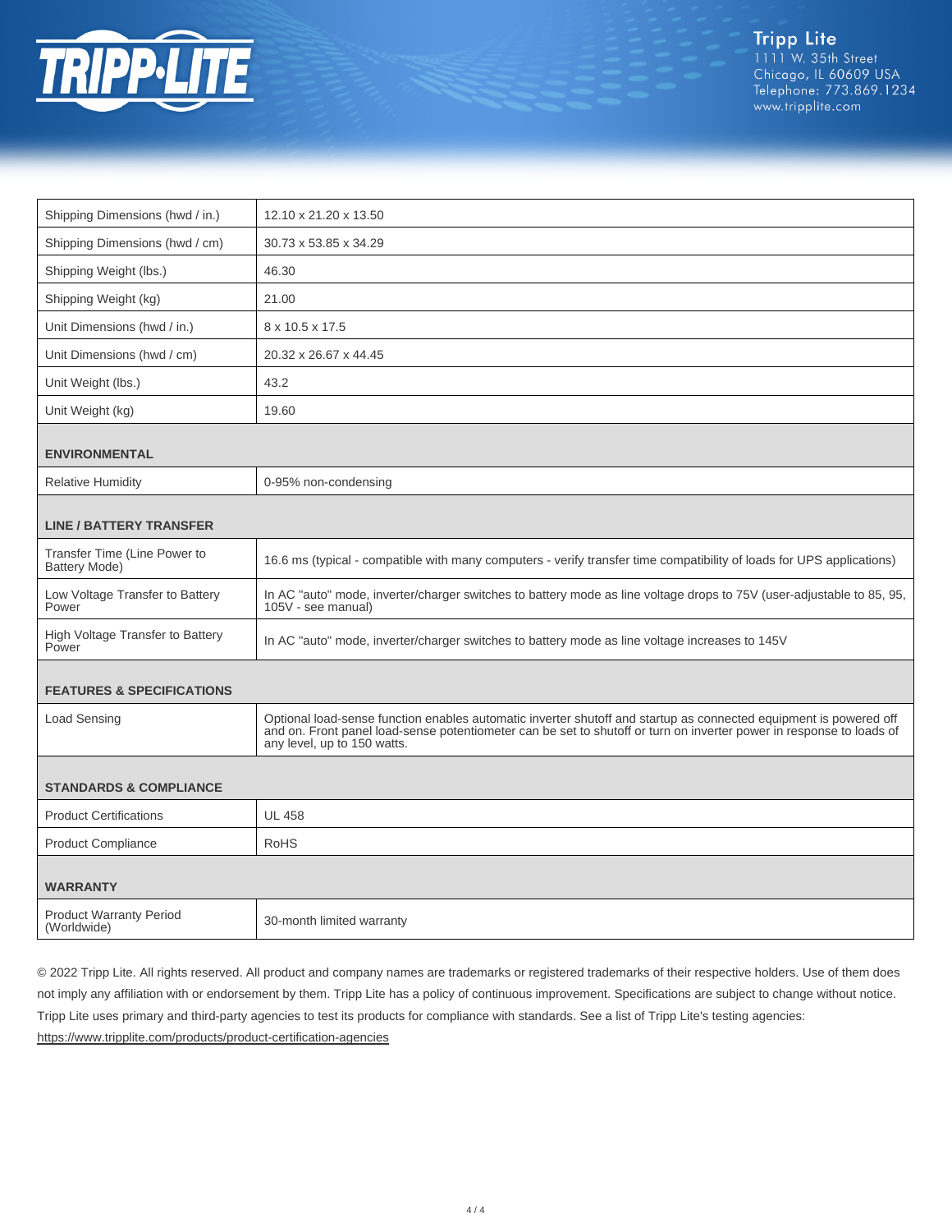| | |
|---|---|
| Shipping Dimensions (hwd / in.) | 12.10 x 21.20 x 13.50 |
| Shipping Dimensions (hwd / cm) | 30.73 x 53.85 x 34.29 |
| Shipping Weight (lbs.) | 46.30 |
| Shipping Weight (kg) | 21.00 |
| Unit Dimensions (hwd / in.) | 8 x 10.5 x 17.5 |
| Unit Dimensions (hwd / cm) | 20.32 x 26.67 x 44.45 |
| Unit Weight (lbs.) | 43.2 |
| Unit Weight (kg) | 19.60 |
| **ENVIRONMENTAL** | |
| Relative Humidity | 0-95% non-condensing |
| **LINE / BATTERY TRANSFER** | |
| Transfer Time (Line Power to Battery Mode) | 16.6 ms (typical - compatible with many computers - verify transfer time compatibility of loads for UPS applications) |
| Low Voltage Transfer to Battery Power | In AC "auto" mode, inverter/charger switches to battery mode as line voltage drops to 75V (user-adjustable to 85, 95, 105V - see manual) |
| High Voltage Transfer to Battery Power | In AC "auto" mode, inverter/charger switches to battery mode as line voltage increases to 145V |
| **FEATURES & SPECIFICATIONS** | |
| Load Sensing | Optional load-sense function enables automatic inverter shutoff and startup as connected equipment is powered off and on. Front panel load-sense potentiometer can be set to shutoff or turn on inverter power in response to loads of any level, up to 150 watts. |
| **STANDARDS & COMPLIANCE** | |
| Product Certifications | UL 458 |
| Product Compliance | RoHS |
| **WARRANTY** | |
| Product Warranty Period (Worldwide) | 30-month limited warranty |

© 2022 Tripp Lite. All rights reserved. All product and company names are trademarks or registered trademarks of their respective holders. Use of them does not imply any affiliation with or endorsement by them. Tripp Lite has a policy of continuous improvement. Specifications are subject to change without notice. Tripp Lite uses primary and third-party agencies to test its products for compliance with standards. See a list of Tripp Lite's testing agencies: https://www.tripplite.com/products/product-certification-agencies